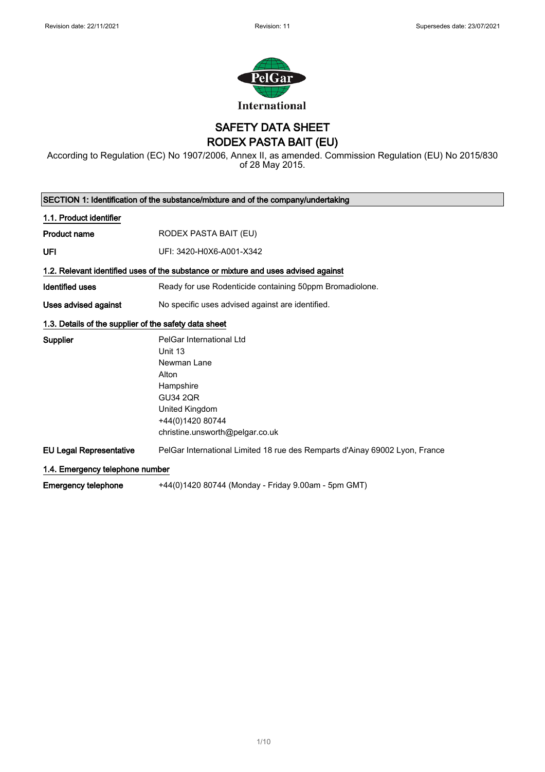Revision date: 22/11/2021 Revision: 11 Supersedes date: 23/07/2021

PelGar International

# SAFETY DATA SHEET
# RODEX PASTA BAIT (EU)

According to Regulation (EC) No 1907/2006, Annex II, as amended. Commission Regulation (EU) No 2015/830 of 28 May 2015.

## SECTION 1: Identification of the substance/mixture and of the company/undertaking

### 1.1. Product identifier

**Product name** RODEX PASTA BAIT (EU)

**UFI** UFI: 3420-H0X6-A001-X342

### 1.2. Relevant identified uses of the substance or mixture and uses advised against

**Identified uses** Ready for use Rodenticide containing 50ppm Bromadiolone.

**Uses advised against** No specific uses advised against are identified.

### 1.3. Details of the supplier of the safety data sheet

**Supplier**
PelGar International Ltd
Unit 13
Newman Lane
Alton
Hampshire
GU34 2QR
United Kingdom
+44(0)1420 80744
christine.unsworth@pelgar.co.uk

**EU Legal Representative** PelGar International Limited 18 rue des Remparts d'Ainay 69002 Lyon, France

### 1.4. Emergency telephone number

**Emergency telephone** +44(0)1420 80744 (Monday - Friday 9.00am - 5pm GMT)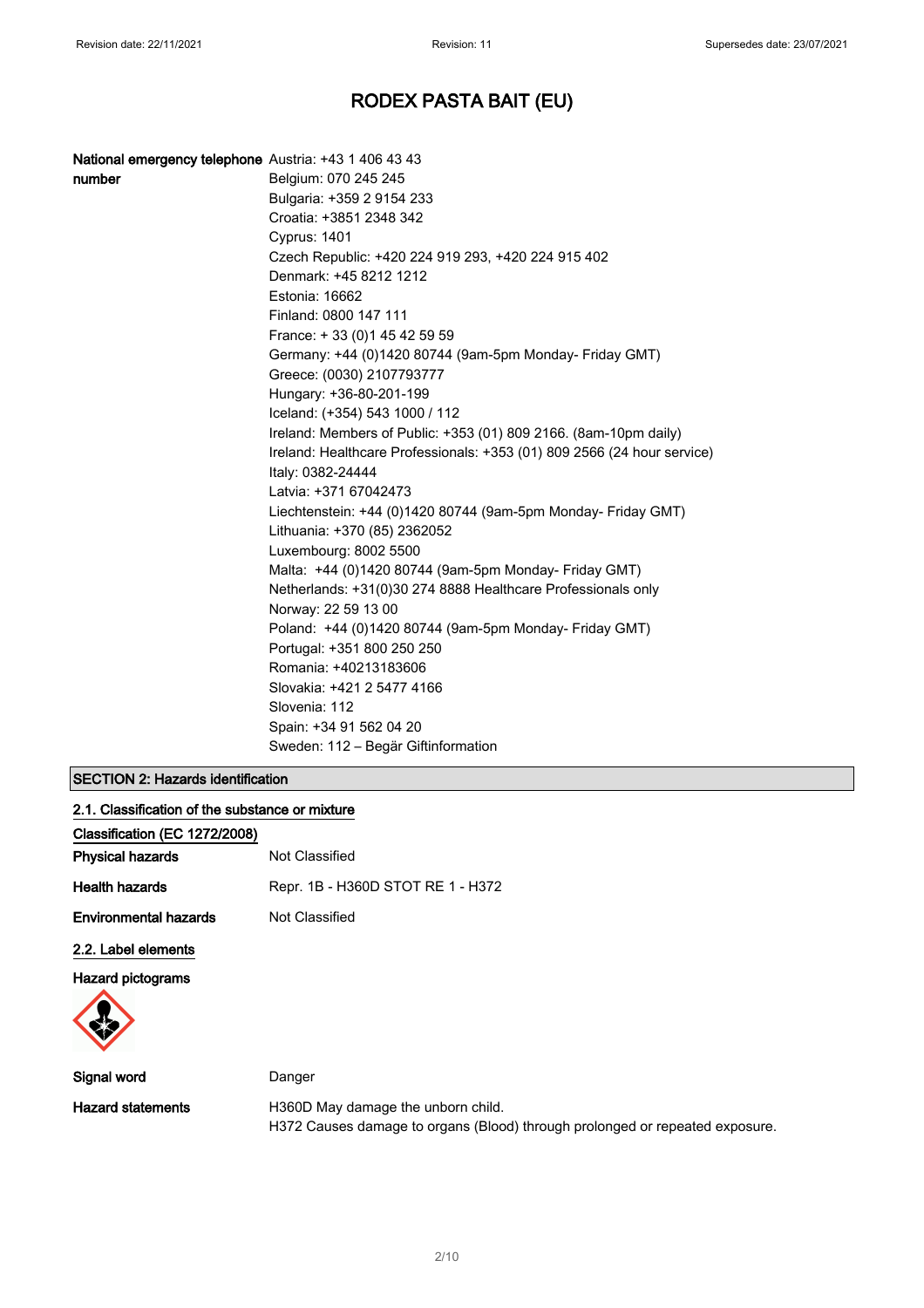# RODEX PASTA BAIT (EU)

**National emergency telephone number**

Austria: +43 1 406 43 43
Belgium: 070 245 245
Bulgaria: +359 2 9154 233
Croatia: +3851 2348 342
Cyprus: 1401
Czech Republic: +420 224 919 293, +420 224 915 402
Denmark: +45 8212 1212
Estonia: 16662
Finland: 0800 147 111
France: + 33 (0)1 45 42 59 59
Germany: +44 (0)1420 80744 (9am-5pm Monday- Friday GMT)
Greece: (0030) 2107793777
Hungary: +36-80-201-199
Iceland: (+354) 543 1000 / 112
Ireland: Members of Public: +353 (01) 809 2166. (8am-10pm daily)
Ireland: Healthcare Professionals: +353 (01) 809 2566 (24 hour service)
Italy: 0382-24444
Latvia: +371 67042473
Liechtenstein: +44 (0)1420 80744 (9am-5pm Monday- Friday GMT)
Lithuania: +370 (85) 2362052
Luxembourg: 8002 5500
Malta: +44 (0)1420 80744 (9am-5pm Monday- Friday GMT)
Netherlands: +31(0)30 274 8888 Healthcare Professionals only
Norway: 22 59 13 00
Poland: +44 (0)1420 80744 (9am-5pm Monday- Friday GMT)
Portugal: +351 800 250 250
Romania: +40213183606
Slovakia: +421 2 5477 4166
Slovenia: 112
Spain: +34 91 562 04 20
Sweden: 112 – Begär Giftinformation

## SECTION 2: Hazards identification

### 2.1. Classification of the substance or mixture

**Classification (EC 1272/2008)**

**Physical hazards** Not Classified

**Health hazards** Repr. 1B - H360D STOT RE 1 - H372

**Environmental hazards** Not Classified

### 2.2. Label elements

**Hazard pictograms**

**Signal word** Danger

**Hazard statements** H360D May damage the unborn child.
H372 Causes damage to organs (Blood) through prolonged or repeated exposure.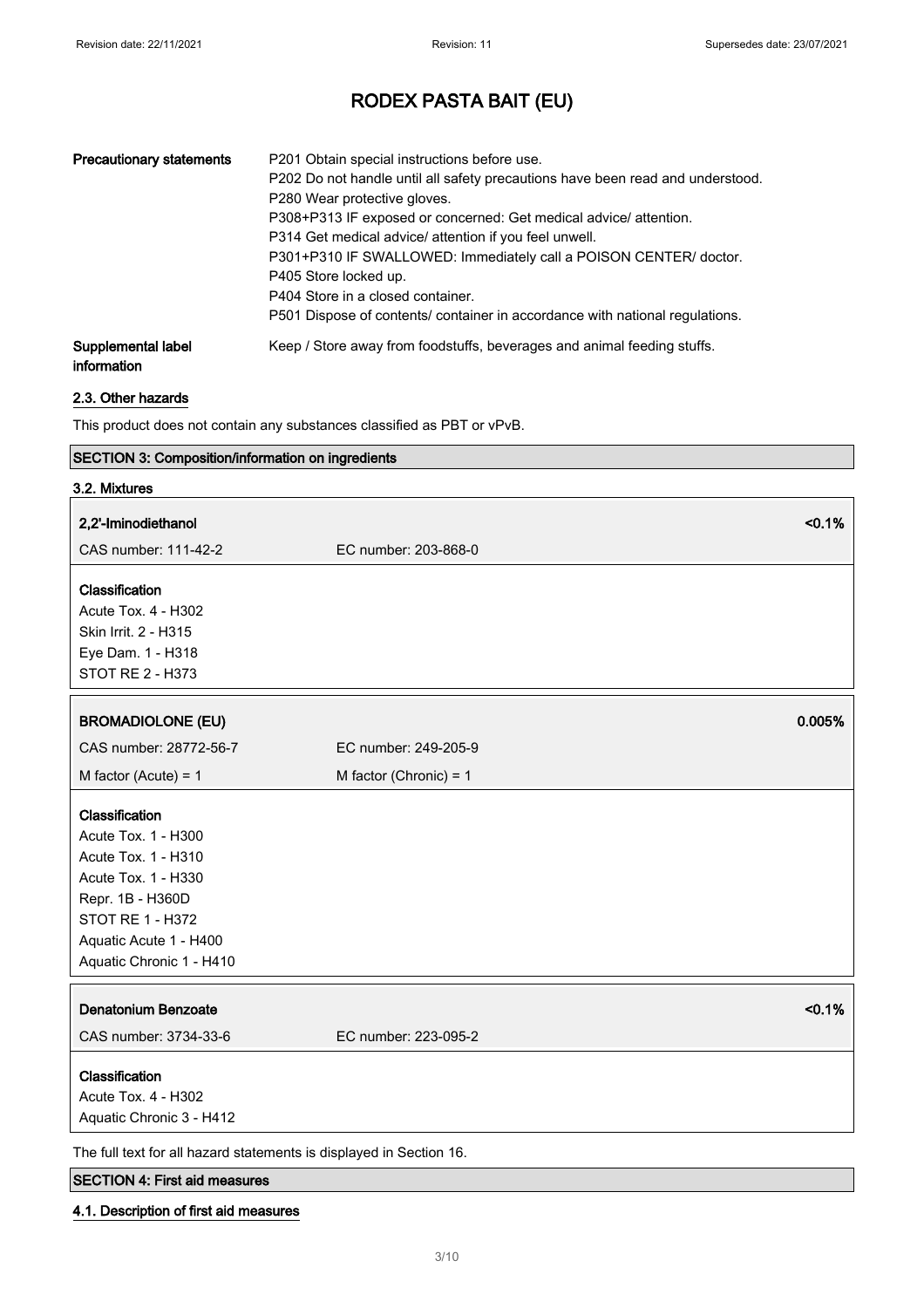| | |
|---|---|
| **Precautionary statements** | P201 Obtain special instructions before use.<br>P202 Do not handle until all safety precautions have been read and understood.<br>P280 Wear protective gloves.<br>P308+P313 IF exposed or concerned: Get medical advice/ attention.<br>P314 Get medical advice/ attention if you feel unwell.<br>P301+P310 IF SWALLOWED: Immediately call a POISON CENTER/ doctor.<br>P405 Store locked up.<br>P404 Store in a closed container.<br>P501 Dispose of contents/ container in accordance with national regulations. |
| **Supplemental label information** | Keep / Store away from foodstuffs, beverages and animal feeding stuffs. |

### 2.3. Other hazards

This product does not contain any substances classified as PBT or vPvB.

## SECTION 3: Composition/information on ingredients

### 3.2. Mixtures

| **2,2'-Iminodiethanol** | | **<0.1%** |
|---|---|---|
| CAS number: 111-42-2 | EC number: 203-868-0 | |

**Classification**
Acute Tox. 4 - H302
Skin Irrit. 2 - H315
Eye Dam. 1 - H318
STOT RE 2 - H373

| **BROMADIOLONE (EU)** | | **0.005%** |
|---|---|---|
| CAS number: 28772-56-7 | EC number: 249-205-9 | |
| M factor (Acute) = 1 | M factor (Chronic) = 1 | |

**Classification**
Acute Tox. 1 - H300
Acute Tox. 1 - H310
Acute Tox. 1 - H330
Repr. 1B - H360D
STOT RE 1 - H372
Aquatic Acute 1 - H400
Aquatic Chronic 1 - H410

| **Denatonium Benzoate** | | **<0.1%** |
|---|---|---|
| CAS number: 3734-33-6 | EC number: 223-095-2 | |

**Classification**
Acute Tox. 4 - H302
Aquatic Chronic 3 - H412

The full text for all hazard statements is displayed in Section 16.

## SECTION 4: First aid measures

### 4.1. Description of first aid measures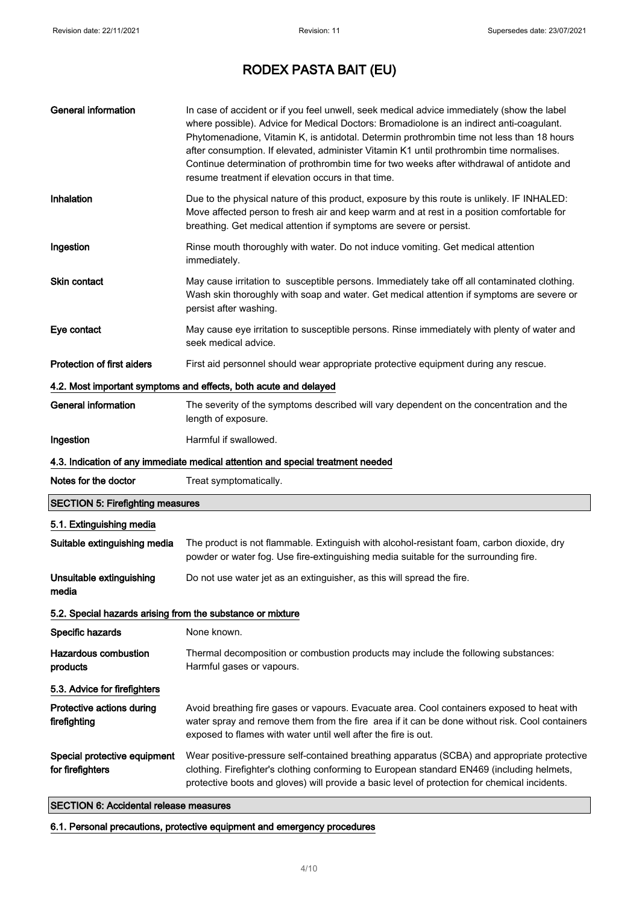| | |
|---|---|
| **General information** | In case of accident or if you feel unwell, seek medical advice immediately (show the label where possible). Advice for Medical Doctors: Bromadiolone is an indirect anti-coagulant. Phytomenadione, Vitamin K, is antidotal. Determin prothrombin time not less than 18 hours after consumption. If elevated, administer Vitamin K1 until prothrombin time normalises. Continue determination of prothrombin time for two weeks after withdrawal of antidote and resume treatment if elevation occurs in that time. |
| **Inhalation** | Due to the physical nature of this product, exposure by this route is unlikely. IF INHALED: Move affected person to fresh air and keep warm and at rest in a position comfortable for breathing. Get medical attention if symptoms are severe or persist. |
| **Ingestion** | Rinse mouth thoroughly with water. Do not induce vomiting. Get medical attention immediately. |
| **Skin contact** | May cause irritation to susceptible persons. Immediately take off all contaminated clothing. Wash skin thoroughly with soap and water. Get medical attention if symptoms are severe or persist after washing. |
| **Eye contact** | May cause eye irritation to susceptible persons. Rinse immediately with plenty of water and seek medical advice. |
| **Protection of first aiders** | First aid personnel should wear appropriate protective equipment during any rescue. |

### 4.2. Most important symptoms and effects, both acute and delayed

| | |
|---|---|
| **General information** | The severity of the symptoms described will vary dependent on the concentration and the length of exposure. |
| **Ingestion** | Harmful if swallowed. |

### 4.3. Indication of any immediate medical attention and special treatment needed

| | |
|---|---|
| **Notes for the doctor** | Treat symptomatically. |

## SECTION 5: Firefighting measures

### 5.1. Extinguishing media

| | |
|---|---|
| **Suitable extinguishing media** | The product is not flammable. Extinguish with alcohol-resistant foam, carbon dioxide, dry powder or water fog. Use fire-extinguishing media suitable for the surrounding fire. |
| **Unsuitable extinguishing media** | Do not use water jet as an extinguisher, as this will spread the fire. |

### 5.2. Special hazards arising from the substance or mixture

| | |
|---|---|
| **Specific hazards** | None known. |
| **Hazardous combustion products** | Thermal decomposition or combustion products may include the following substances: Harmful gases or vapours. |

### 5.3. Advice for firefighters

| | |
|---|---|
| **Protective actions during firefighting** | Avoid breathing fire gases or vapours. Evacuate area. Cool containers exposed to heat with water spray and remove them from the fire area if it can be done without risk. Cool containers exposed to flames with water until well after the fire is out. |
| **Special protective equipment for firefighters** | Wear positive-pressure self-contained breathing apparatus (SCBA) and appropriate protective clothing. Firefighter's clothing conforming to European standard EN469 (including helmets, protective boots and gloves) will provide a basic level of protection for chemical incidents. |

## SECTION 6: Accidental release measures

### 6.1. Personal precautions, protective equipment and emergency procedures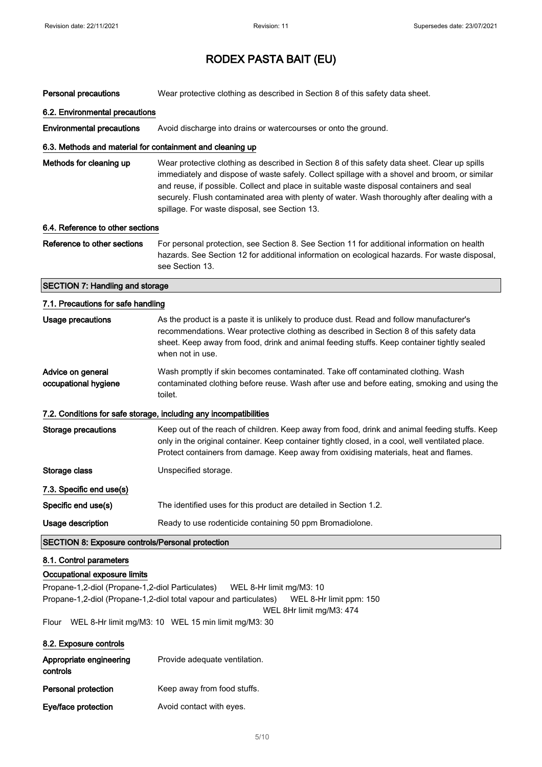# RODEX PASTA BAIT (EU)

**Personal precautions** Wear protective clothing as described in Section 8 of this safety data sheet.

### 6.2. Environmental precautions

**Environmental precautions** Avoid discharge into drains or watercourses or onto the ground.

### 6.3. Methods and material for containment and cleaning up

**Methods for cleaning up** Wear protective clothing as described in Section 8 of this safety data sheet. Clear up spills immediately and dispose of waste safely. Collect spillage with a shovel and broom, or similar and reuse, if possible. Collect and place in suitable waste disposal containers and seal securely. Flush contaminated area with plenty of water. Wash thoroughly after dealing with a spillage. For waste disposal, see Section 13.

### 6.4. Reference to other sections

**Reference to other sections** For personal protection, see Section 8. See Section 11 for additional information on health hazards. See Section 12 for additional information on ecological hazards. For waste disposal, see Section 13.

## SECTION 7: Handling and storage

### 7.1. Precautions for safe handling

**Usage precautions** As the product is a paste it is unlikely to produce dust. Read and follow manufacturer's recommendations. Wear protective clothing as described in Section 8 of this safety data sheet. Keep away from food, drink and animal feeding stuffs. Keep container tightly sealed when not in use.

**Advice on general occupational hygiene** Wash promptly if skin becomes contaminated. Take off contaminated clothing. Wash contaminated clothing before reuse. Wash after use and before eating, smoking and using the toilet.

### 7.2. Conditions for safe storage, including any incompatibilities

**Storage precautions** Keep out of the reach of children. Keep away from food, drink and animal feeding stuffs. Keep only in the original container. Keep container tightly closed, in a cool, well ventilated place. Protect containers from damage. Keep away from oxidising materials, heat and flames.

**Storage class** Unspecified storage.

### 7.3. Specific end use(s)

**Specific end use(s)** The identified uses for this product are detailed in Section 1.2.

**Usage description** Ready to use rodenticide containing 50 ppm Bromadiolone.

## SECTION 8: Exposure controls/Personal protection

### 8.1. Control parameters

#### Occupational exposure limits

Propane-1,2-diol (Propane-1,2-diol Particulates) WEL 8-Hr limit mg/M3: 10

Propane-1,2-diol (Propane-1,2-diol total vapour and particulates) WEL 8-Hr limit ppm: 150
WEL 8Hr limit mg/M3: 474

Flour WEL 8-Hr limit mg/M3: 10 WEL 15 min limit mg/M3: 30

### 8.2. Exposure controls

**Appropriate engineering controls** Provide adequate ventilation.

**Personal protection** Keep away from food stuffs.

**Eye/face protection** Avoid contact with eyes.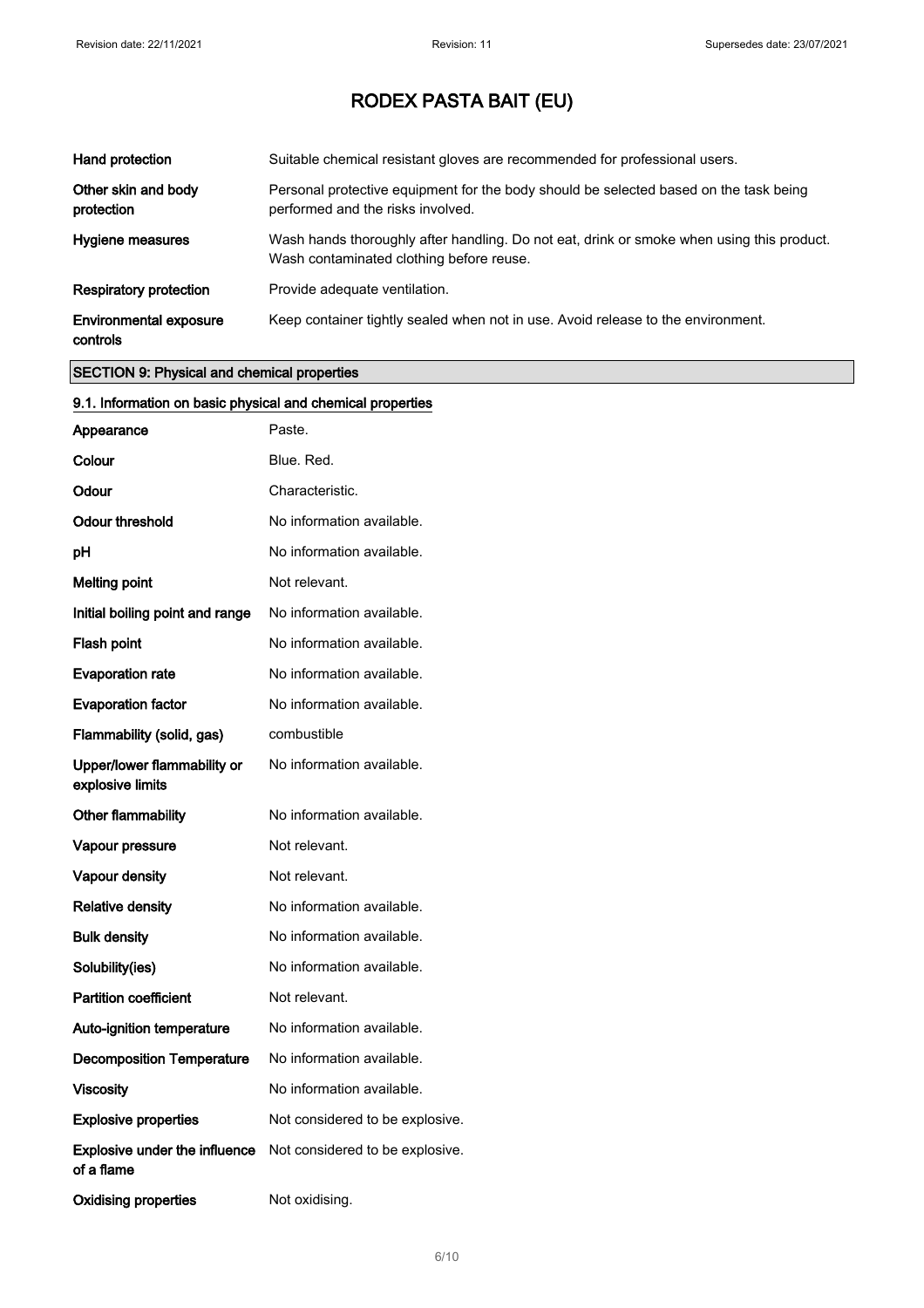| | |
|---|---|
| **Hand protection** | Suitable chemical resistant gloves are recommended for professional users. |
| **Other skin and body protection** | Personal protective equipment for the body should be selected based on the task being performed and the risks involved. |
| **Hygiene measures** | Wash hands thoroughly after handling. Do not eat, drink or smoke when using this product. Wash contaminated clothing before reuse. |
| **Respiratory protection** | Provide adequate ventilation. |
| **Environmental exposure controls** | Keep container tightly sealed when not in use. Avoid release to the environment. |

## SECTION 9: Physical and chemical properties

### 9.1. Information on basic physical and chemical properties

| | |
|---|---|
| **Appearance** | Paste. |
| **Colour** | Blue. Red. |
| **Odour** | Characteristic. |
| **Odour threshold** | No information available. |
| **pH** | No information available. |
| **Melting point** | Not relevant. |
| **Initial boiling point and range** | No information available. |
| **Flash point** | No information available. |
| **Evaporation rate** | No information available. |
| **Evaporation factor** | No information available. |
| **Flammability (solid, gas)** | combustible |
| **Upper/lower flammability or explosive limits** | No information available. |
| **Other flammability** | No information available. |
| **Vapour pressure** | Not relevant. |
| **Vapour density** | Not relevant. |
| **Relative density** | No information available. |
| **Bulk density** | No information available. |
| **Solubility(ies)** | No information available. |
| **Partition coefficient** | Not relevant. |
| **Auto-ignition temperature** | No information available. |
| **Decomposition Temperature** | No information available. |
| **Viscosity** | No information available. |
| **Explosive properties** | Not considered to be explosive. |
| **Explosive under the influence of a flame** | Not considered to be explosive. |
| **Oxidising properties** | Not oxidising. |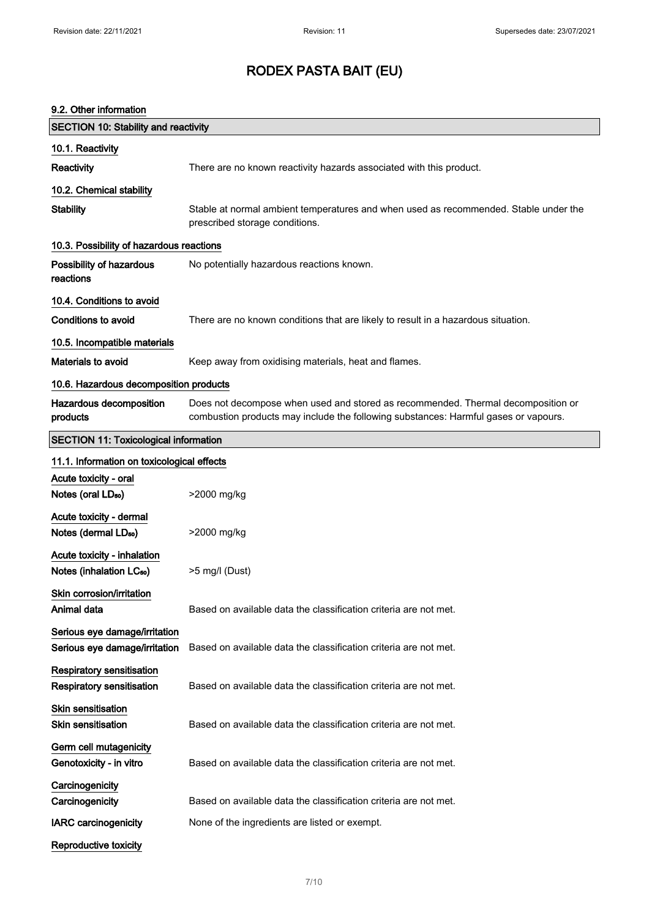# RODEX PASTA BAIT (EU)

### 9.2. Other information

## SECTION 10: Stability and reactivity

### 10.1. Reactivity

**Reactivity** There are no known reactivity hazards associated with this product.

### 10.2. Chemical stability

**Stability** Stable at normal ambient temperatures and when used as recommended. Stable under the prescribed storage conditions.

### 10.3. Possibility of hazardous reactions

**Possibility of hazardous reactions** No potentially hazardous reactions known.

### 10.4. Conditions to avoid

**Conditions to avoid** There are no known conditions that are likely to result in a hazardous situation.

### 10.5. Incompatible materials

**Materials to avoid** Keep away from oxidising materials, heat and flames.

### 10.6. Hazardous decomposition products

**Hazardous decomposition products** Does not decompose when used and stored as recommended. Thermal decomposition or combustion products may include the following substances: Harmful gases or vapours.

## SECTION 11: Toxicological information

### 11.1. Information on toxicological effects

**Acute toxicity - oral**

**Notes (oral $LD_{50}$)** >2000 mg/kg

**Acute toxicity - dermal**

**Notes (dermal $LD_{50}$)** >2000 mg/kg

**Acute toxicity - inhalation**

**Notes (inhalation $LC_{50}$)** >5 mg/l (Dust)

**Skin corrosion/irritation**

**Animal data** Based on available data the classification criteria are not met.

**Serious eye damage/irritation**

**Serious eye damage/irritation** Based on available data the classification criteria are not met.

**Respiratory sensitisation**

**Respiratory sensitisation** Based on available data the classification criteria are not met.

**Skin sensitisation**

**Skin sensitisation** Based on available data the classification criteria are not met.

**Germ cell mutagenicity**

**Genotoxicity - in vitro** Based on available data the classification criteria are not met.

**Carcinogenicity**

**Carcinogenicity** Based on available data the classification criteria are not met.

**IARC carcinogenicity** None of the ingredients are listed or exempt.

**Reproductive toxicity**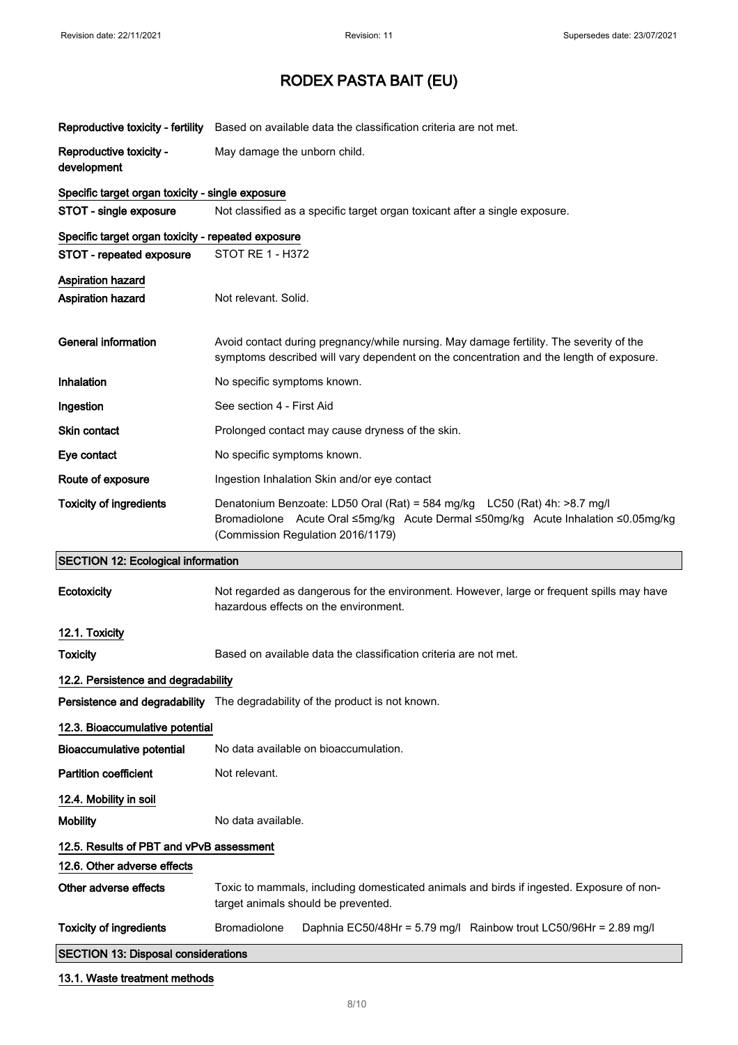# RODEX PASTA BAIT (EU)

| | |
|---|---|
| **Reproductive toxicity - fertility** | Based on available data the classification criteria are not met. |
| **Reproductive toxicity - development** | May damage the unborn child. |

**Specific target organ toxicity - single exposure**

| | |
|---|---|
| **STOT - single exposure** | Not classified as a specific target organ toxicant after a single exposure. |

**Specific target organ toxicity - repeated exposure**

| | |
|---|---|
| **STOT - repeated exposure** | STOT RE 1 - H372 |

**Aspiration hazard**

| | |
|---|---|
| **Aspiration hazard** | Not relevant. Solid. |
| **General information** | Avoid contact during pregnancy/while nursing. May damage fertility. The severity of the symptoms described will vary dependent on the concentration and the length of exposure. |
| **Inhalation** | No specific symptoms known. |
| **Ingestion** | See section 4 - First Aid |
| **Skin contact** | Prolonged contact may cause dryness of the skin. |
| **Eye contact** | No specific symptoms known. |
| **Route of exposure** | Ingestion Inhalation Skin and/or eye contact |
| **Toxicity of ingredients** | Denatonium Benzoate: LD50 Oral (Rat) = 584 mg/kg LC50 (Rat) 4h: >8.7 mg/l<br>Bromadiolone Acute Oral ≤5mg/kg Acute Dermal ≤50mg/kg Acute Inhalation ≤0.05mg/kg (Commission Regulation 2016/1179) |

## SECTION 12: Ecological information

| | |
|---|---|
| **Ecotoxicity** | Not regarded as dangerous for the environment. However, large or frequent spills may have hazardous effects on the environment. |

**12.1. Toxicity**

| | |
|---|---|
| **Toxicity** | Based on available data the classification criteria are not met. |

**12.2. Persistence and degradability**

| | |
|---|---|
| **Persistence and degradability** | The degradability of the product is not known. |

**12.3. Bioaccumulative potential**

| | |
|---|---|
| **Bioaccumulative potential** | No data available on bioaccumulation. |
| **Partition coefficient** | Not relevant. |

**12.4. Mobility in soil**

| | |
|---|---|
| **Mobility** | No data available. |

**12.5. Results of PBT and vPvB assessment**

**12.6. Other adverse effects**

| | |
|---|---|
| **Other adverse effects** | Toxic to mammals, including domesticated animals and birds if ingested. Exposure of non-target animals should be prevented. |
| **Toxicity of ingredients** | Bromadiolone Daphnia EC50/48Hr = 5.79 mg/l Rainbow trout LC50/96Hr = 2.89 mg/l |

## SECTION 13: Disposal considerations

**13.1. Waste treatment methods**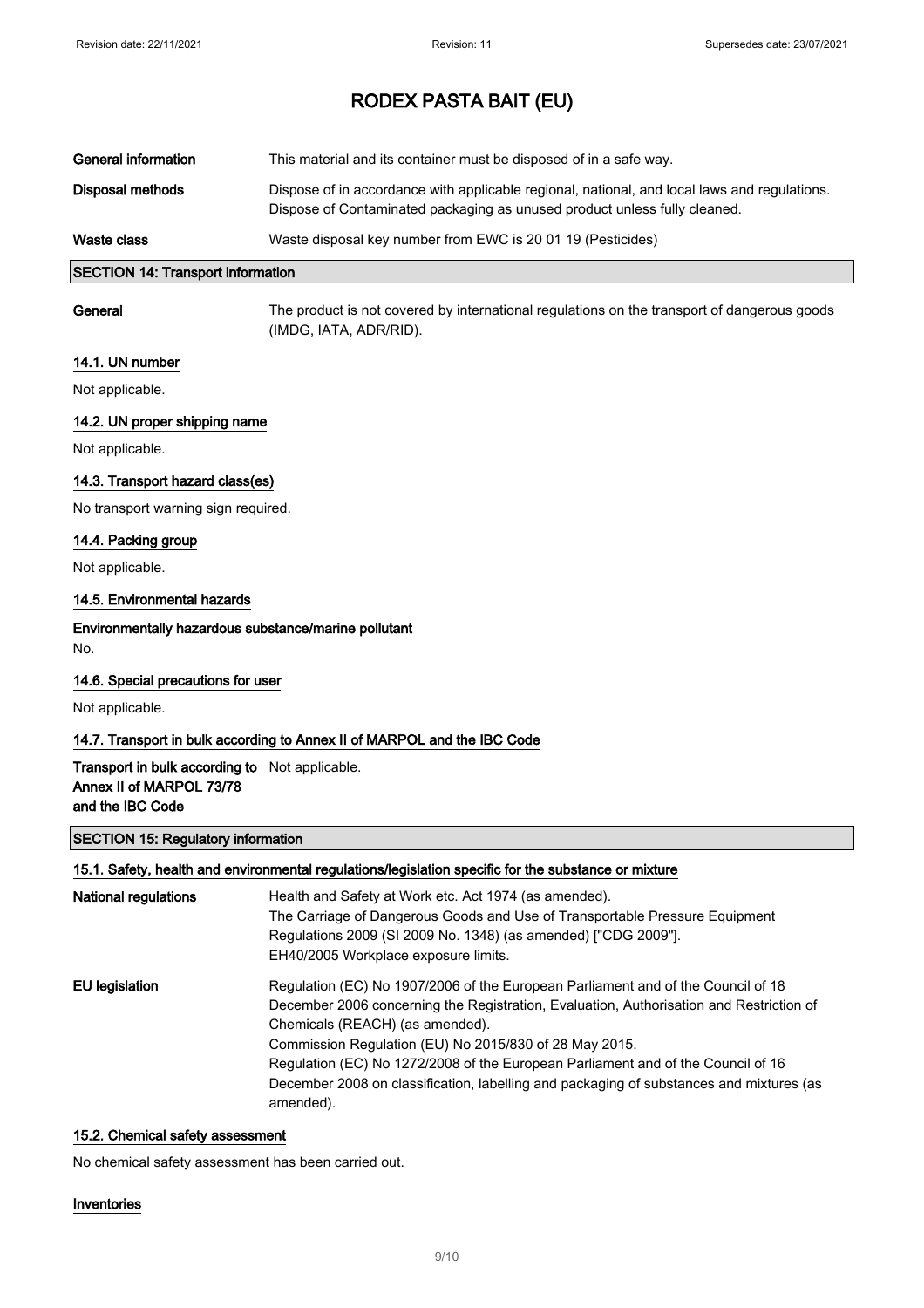| | |
|---|---|
| **General information** | This material and its container must be disposed of in a safe way. |
| **Disposal methods** | Dispose of in accordance with applicable regional, national, and local laws and regulations. Dispose of Contaminated packaging as unused product unless fully cleaned. |
| **Waste class** | Waste disposal key number from EWC is 20 01 19 (Pesticides) |

## SECTION 14: Transport information

**General** The product is not covered by international regulations on the transport of dangerous goods (IMDG, IATA, ADR/RID).

### 14.1. UN number

Not applicable.

### 14.2. UN proper shipping name

Not applicable.

### 14.3. Transport hazard class(es)

No transport warning sign required.

### 14.4. Packing group

Not applicable.

### 14.5. Environmental hazards

**Environmentally hazardous substance/marine pollutant**

No.

### 14.6. Special precautions for user

Not applicable.

### 14.7. Transport in bulk according to Annex II of MARPOL and the IBC Code

**Transport in bulk according to Annex II of MARPOL 73/78 and the IBC Code** Not applicable.

## SECTION 15: Regulatory information

### 15.1. Safety, health and environmental regulations/legislation specific for the substance or mixture

| | |
|---|---|
| **National regulations** | Health and Safety at Work etc. Act 1974 (as amended).<br>The Carriage of Dangerous Goods and Use of Transportable Pressure Equipment Regulations 2009 (SI 2009 No. 1348) (as amended) ["CDG 2009"].<br>EH40/2005 Workplace exposure limits. |
| **EU legislation** | Regulation (EC) No 1907/2006 of the European Parliament and of the Council of 18 December 2006 concerning the Registration, Evaluation, Authorisation and Restriction of Chemicals (REACH) (as amended).<br>Commission Regulation (EU) No 2015/830 of 28 May 2015.<br>Regulation (EC) No 1272/2008 of the European Parliament and of the Council of 16 December 2008 on classification, labelling and packaging of substances and mixtures (as amended). |

### 15.2. Chemical safety assessment

No chemical safety assessment has been carried out.

**Inventories**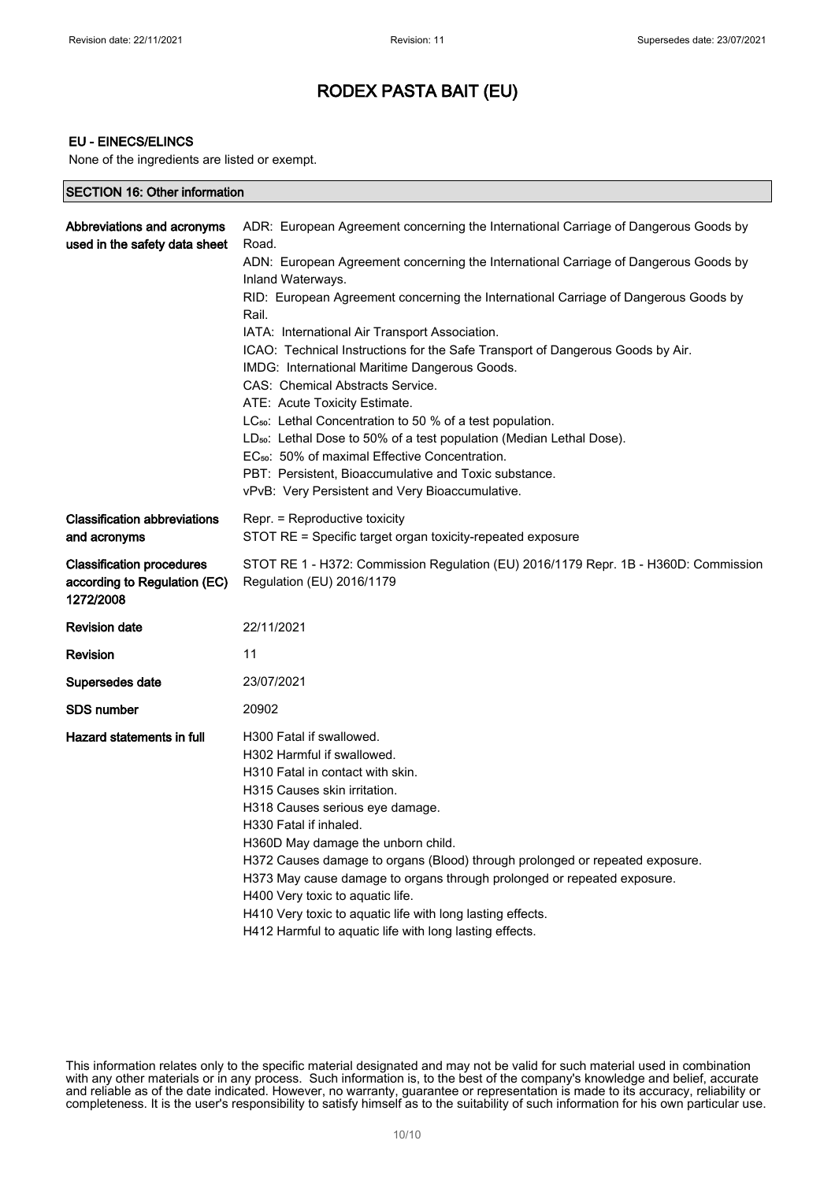### EU - EINECS/ELINCS

None of the ingredients are listed or exempt.

## SECTION 16: Other information

| | |
|---|---|
| **Abbreviations and acronyms used in the safety data sheet** | ADR: European Agreement concerning the International Carriage of Dangerous Goods by Road.<br>ADN: European Agreement concerning the International Carriage of Dangerous Goods by Inland Waterways.<br>RID: European Agreement concerning the International Carriage of Dangerous Goods by Rail.<br>IATA: International Air Transport Association.<br>ICAO: Technical Instructions for the Safe Transport of Dangerous Goods by Air.<br>IMDG: International Maritime Dangerous Goods.<br>CAS: Chemical Abstracts Service.<br>ATE: Acute Toxicity Estimate.<br>$LC_{50}$: Lethal Concentration to 50 % of a test population.<br>$LD_{50}$: Lethal Dose to 50% of a test population (Median Lethal Dose).<br>$EC_{50}$: 50% of maximal Effective Concentration.<br>PBT: Persistent, Bioaccumulative and Toxic substance.<br>vPvB: Very Persistent and Very Bioaccumulative. |
| **Classification abbreviations and acronyms** | Repr. = Reproductive toxicity<br>STOT RE = Specific target organ toxicity-repeated exposure |
| **Classification procedures according to Regulation (EC) 1272/2008** | STOT RE 1 - H372: Commission Regulation (EU) 2016/1179 Repr. 1B - H360D: Commission Regulation (EU) 2016/1179 |
| **Revision date** | 22/11/2021 |
| **Revision** | 11 |
| **Supersedes date** | 23/07/2021 |
| **SDS number** | 20902 |
| **Hazard statements in full** | H300 Fatal if swallowed.<br>H302 Harmful if swallowed.<br>H310 Fatal in contact with skin.<br>H315 Causes skin irritation.<br>H318 Causes serious eye damage.<br>H330 Fatal if inhaled.<br>H360D May damage the unborn child.<br>H372 Causes damage to organs (Blood) through prolonged or repeated exposure.<br>H373 May cause damage to organs through prolonged or repeated exposure.<br>H400 Very toxic to aquatic life.<br>H410 Very toxic to aquatic life with long lasting effects.<br>H412 Harmful to aquatic life with long lasting effects. |

This information relates only to the specific material designated and may not be valid for such material used in combination with any other materials or in any process. Such information is, to the best of the company's knowledge and belief, accurate and reliable as of the date indicated. However, no warranty, guarantee or representation is made to its accuracy, reliability or completeness. It is the user's responsibility to satisfy himself as to the suitability of such information for his own particular use.